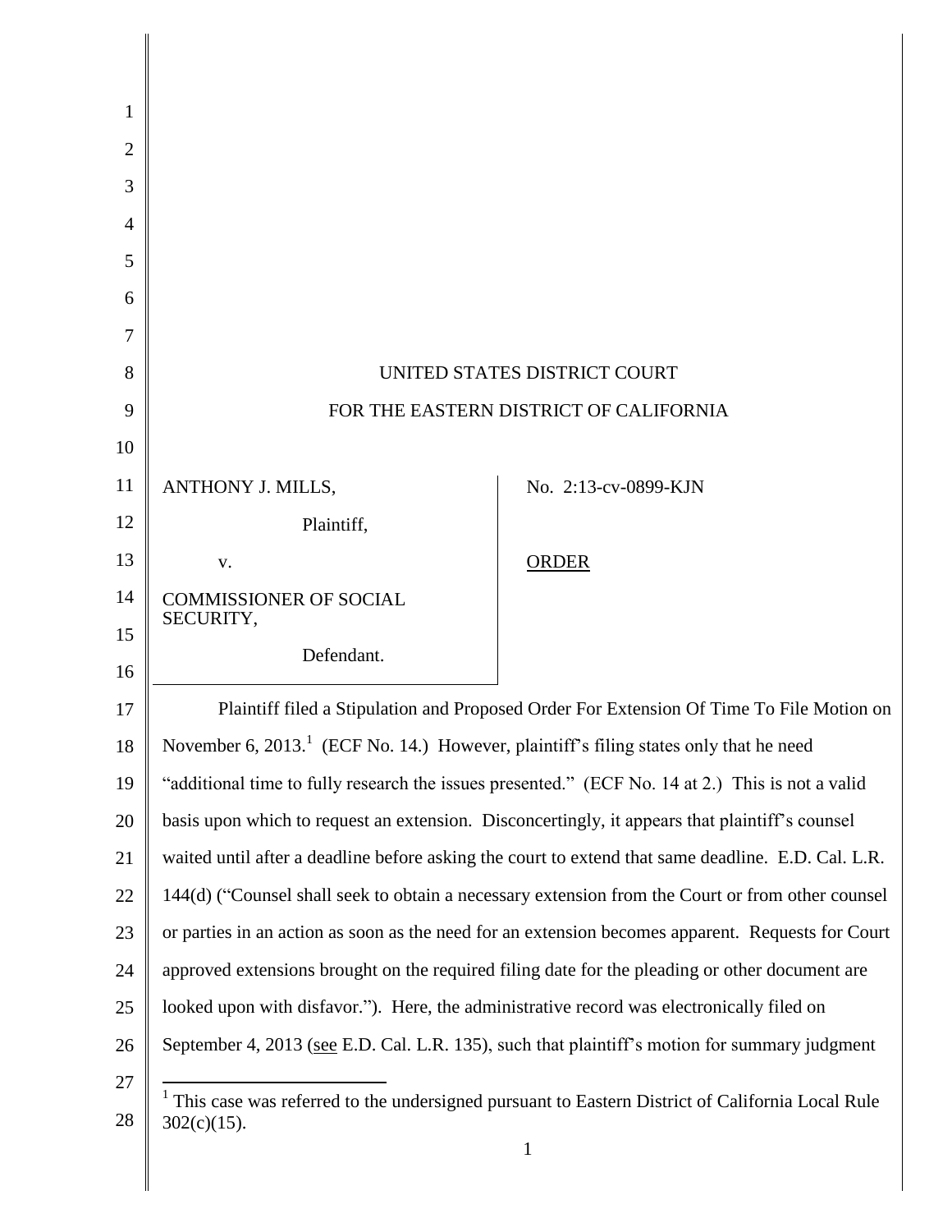UNITED STATES DISTRICT COURT

FOR THE EASTERN DISTRICT OF CALIFORNIA

| | |
|---|---|
| ANTHONY J. MILLS,<br><br>Plaintiff,<br><br>v.<br><br>COMMISSIONER OF SOCIAL SECURITY,<br><br>Defendant. | No. 2:13-cv-0899-KJN<br><br><u>ORDER</u> |

Plaintiff filed a Stipulation and Proposed Order For Extension Of Time To File Motion on November 6, 2013.[1] (ECF No. 14.) However, plaintiff's filing states only that he need "additional time to fully research the issues presented." (ECF No. 14 at 2.) This is not a valid basis upon which to request an extension. Disconcertingly, it appears that plaintiff's counsel waited until after a deadline before asking the court to extend that same deadline. E.D. Cal. L.R. 144(d) ("Counsel shall seek to obtain a necessary extension from the Court or from other counsel or parties in an action as soon as the need for an extension becomes apparent. Requests for Court approved extensions brought on the required filing date for the pleading or other document are looked upon with disfavor."). Here, the administrative record was electronically filed on September 4, 2013 (<u>see</u> E.D. Cal. L.R. 135), such that plaintiff's motion for summary judgment

[1] This case was referred to the undersigned pursuant to Eastern District of California Local Rule 302(c)(15).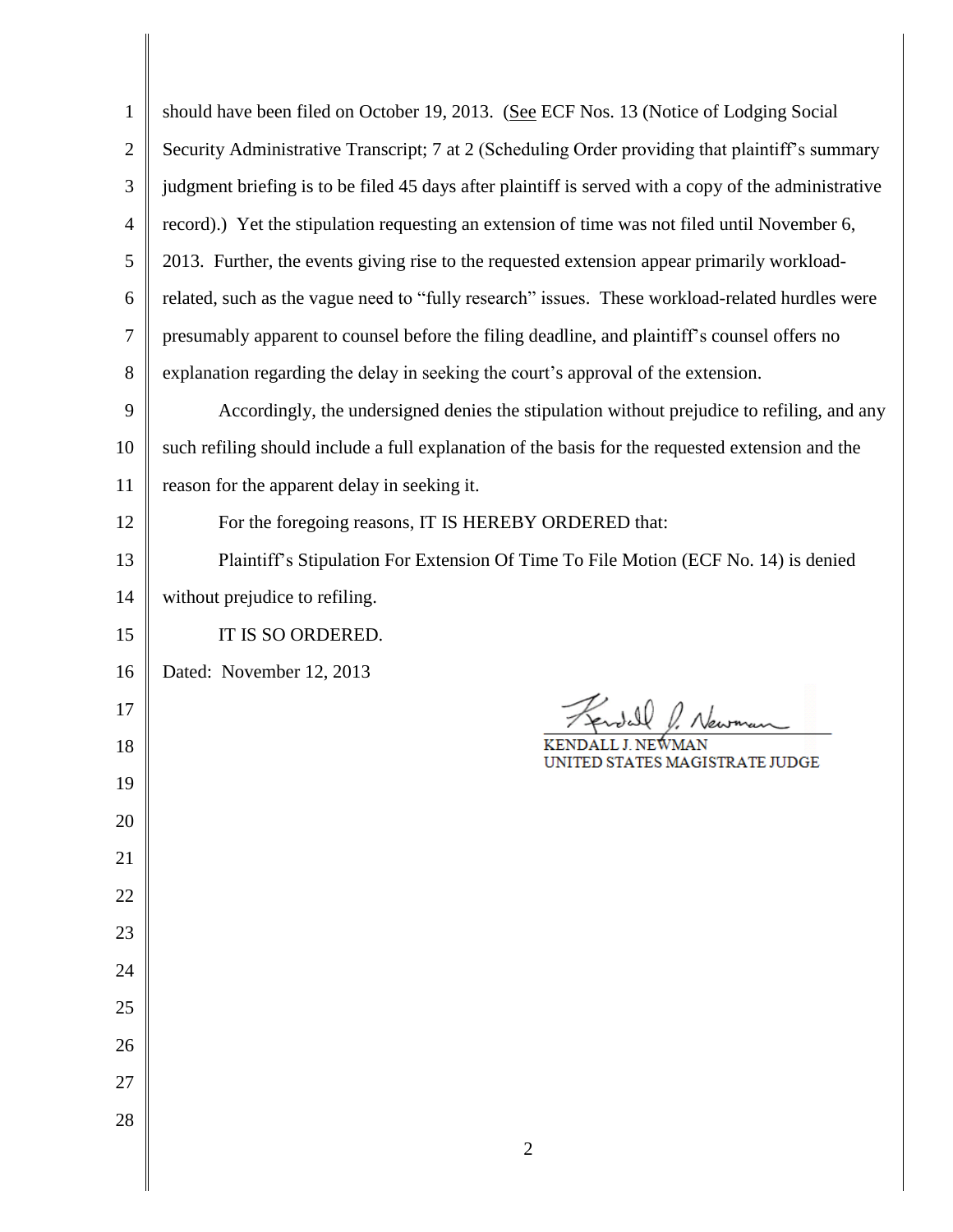should have been filed on October 19, 2013. (See ECF Nos. 13 (Notice of Lodging Social Security Administrative Transcript; 7 at 2 (Scheduling Order providing that plaintiff's summary judgment briefing is to be filed 45 days after plaintiff is served with a copy of the administrative record).) Yet the stipulation requesting an extension of time was not filed until November 6, 2013. Further, the events giving rise to the requested extension appear primarily workload-related, such as the vague need to "fully research" issues. These workload-related hurdles were presumably apparent to counsel before the filing deadline, and plaintiff's counsel offers no explanation regarding the delay in seeking the court's approval of the extension.

Accordingly, the undersigned denies the stipulation without prejudice to refiling, and any such refiling should include a full explanation of the basis for the requested extension and the reason for the apparent delay in seeking it.

For the foregoing reasons, IT IS HEREBY ORDERED that:

Plaintiff's Stipulation For Extension Of Time To File Motion (ECF No. 14) is denied without prejudice to refiling.

IT IS SO ORDERED.

Dated: November 12, 2013

KENDALL J. NEWMAN
UNITED STATES MAGISTRATE JUDGE